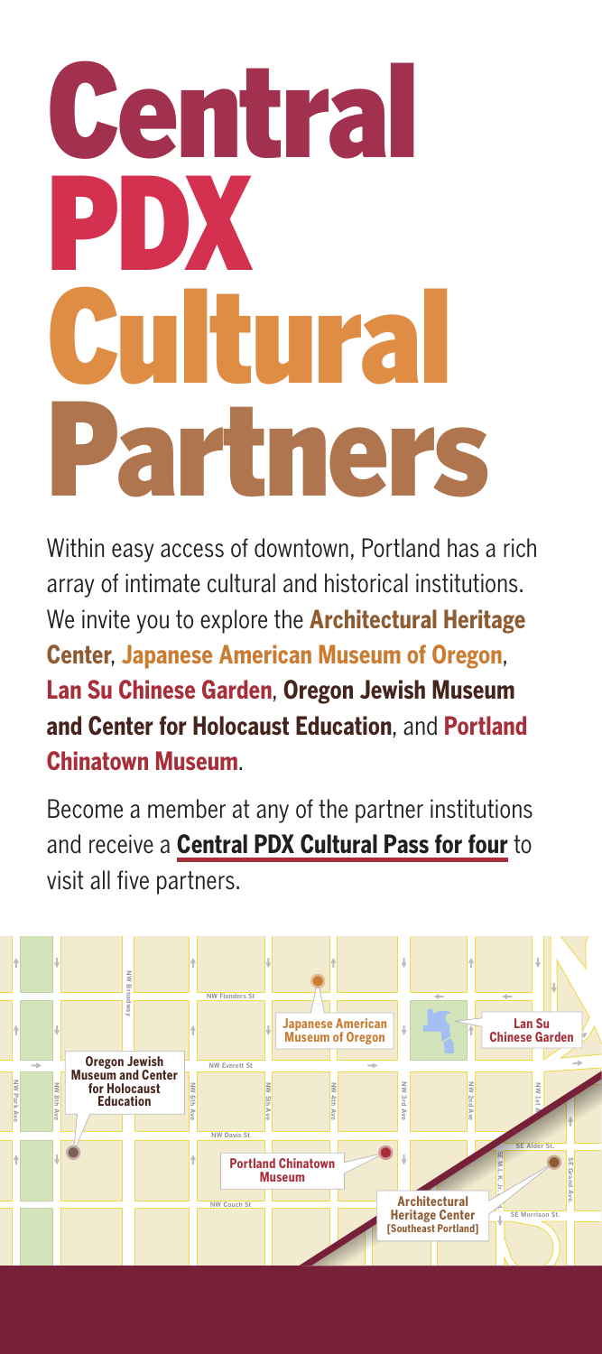# Central PDX Cultural Partners

Within easy access of downtown, Portland has a rich array of intimate cultural and historical institutions. We invite you to explore the **Architectural Heritage Center**, **Japanese American Museum of Oregon**, **Lan Su Chinese Garden**, **Oregon Jewish Museum and Center for Holocaust Education**, and **Portland Chinatown Museum**.

Become a member at any of the partner institutions and receive a **Central PDX Cultural Pass for four** to visit all five partners.

Japanese American Museum of Oregon

Lan Su Chinese Garden

Oregon Jewish Museum and Center for Holocaust Education

Portland Chinatown Museum

Architectural Heritage Center [Southeast Portland]

NW Broadway · NW Flanders St · NW Everett St · NW Davis St · NW Couch St · NW Park Ave · NW 8th Ave · NW 6th Ave · NW 5th Ave · NW 4th Ave · NW 3rd Ave · NW 2nd Ave · NW 1st Ave · SE M. L. K. Jr. · SE Grand Ave · SE Alder St. · SE Morrison St.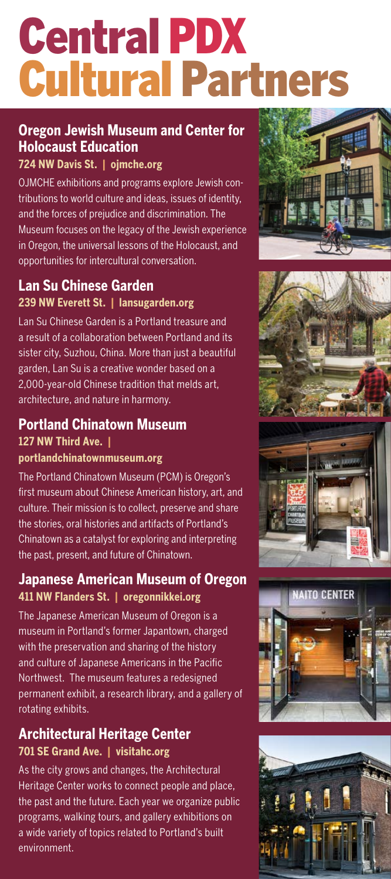# Central PDX Cultural Partners

## Oregon Jewish Museum and Center for Holocaust Education

**724 NW Davis St. | ojmche.org**

OJMCHE exhibitions and programs explore Jewish contributions to world culture and ideas, issues of identity, and the forces of prejudice and discrimination. The Museum focuses on the legacy of the Jewish experience in Oregon, the universal lessons of the Holocaust, and opportunities for intercultural conversation.

## Lan Su Chinese Garden

**239 NW Everett St. | lansugarden.org**

Lan Su Chinese Garden is a Portland treasure and a result of a collaboration between Portland and its sister city, Suzhou, China. More than just a beautiful garden, Lan Su is a creative wonder based on a 2,000-year-old Chinese tradition that melds art, architecture, and nature in harmony.

## Portland Chinatown Museum

**127 NW Third Ave. | portlandchinatownmuseum.org**

The Portland Chinatown Museum (PCM) is Oregon's first museum about Chinese American history, art, and culture. Their mission is to collect, preserve and share the stories, oral histories and artifacts of Portland's Chinatown as a catalyst for exploring and interpreting the past, present, and future of Chinatown.

## Japanese American Museum of Oregon

**411 NW Flanders St. | oregonnikkei.org**

The Japanese American Museum of Oregon is a museum in Portland's former Japantown, charged with the preservation and sharing of the history and culture of Japanese Americans in the Pacific Northwest. The museum features a redesigned permanent exhibit, a research library, and a gallery of rotating exhibits.

## Architectural Heritage Center

**701 SE Grand Ave. | visitahc.org**

As the city grows and changes, the Architectural Heritage Center works to connect people and place, the past and the future. Each year we organize public programs, walking tours, and gallery exhibitions on a wide variety of topics related to Portland's built environment.